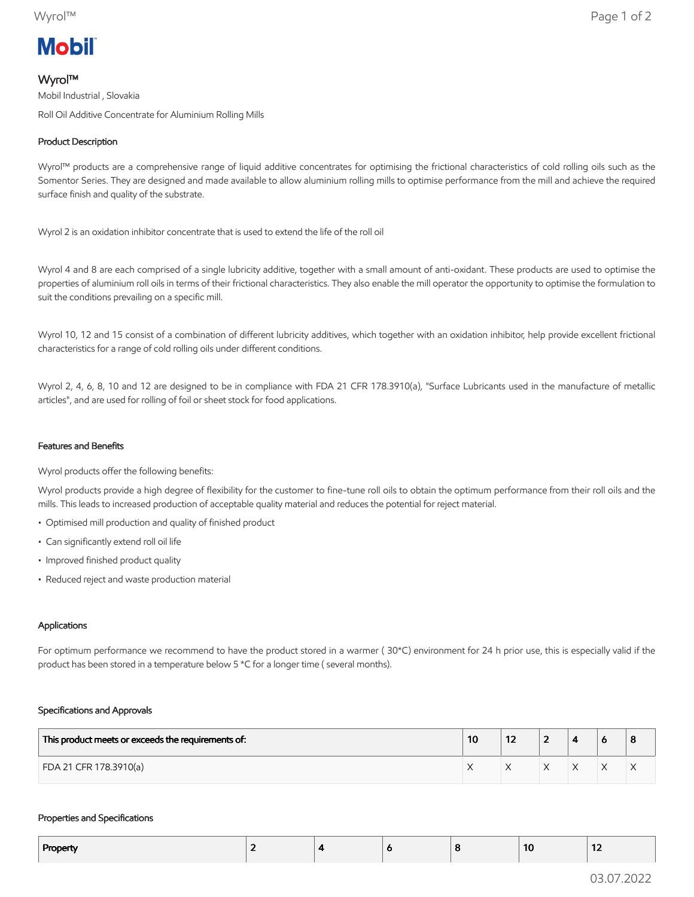# Mobil

## Wyrol™

Mobil Industrial , Slovakia

Roll Oil Additive Concentrate for Aluminium Rolling Mills

### Product Description

Wyrol™ products are a comprehensive range of liquid additive concentrates for optimising the frictional characteristics of cold rolling oils such as the Somentor Series. They are designed and made available to allow aluminium rolling mills to optimise performance from the mill and achieve the required surface finish and quality of the substrate.

Wyrol 2 is an oxidation inhibitor concentrate that is used to extend the life of the roll oil

Wyrol 4 and 8 are each comprised of a single lubricity additive, together with a small amount of anti-oxidant. These products are used to optimise the properties of aluminium roll oils in terms of their frictional characteristics. They also enable the mill operator the opportunity to optimise the formulation to suit the conditions prevailing on a specific mill.

Wyrol 10, 12 and 15 consist of a combination of different lubricity additives, which together with an oxidation inhibitor, help provide excellent frictional characteristics for a range of cold rolling oils under different conditions.

Wyrol 2, 4, 6, 8, 10 and 12 are designed to be in compliance with FDA 21 CFR 178.3910(a), "Surface Lubricants used in the manufacture of metallic articles", and are used for rolling of foil or sheet stock for food applications.

### Features and Benefits

Wyrol products offer the following benefits:

Wyrol products provide a high degree of flexibility for the customer to fine-tune roll oils to obtain the optimum performance from their roll oils and the mills. This leads to increased production of acceptable quality material and reduces the potential for reject material.

- Optimised mill production and quality of finished product
- Can significantly extend roll oil life
- Improved finished product quality
- Reduced reject and waste production material

### Applications

For optimum performance we recommend to have the product stored in a warmer ( 30*C) environment for 24 h prior use, this is especially valid if the product has been stored in a temperature below 5 *C for a longer time ( several months).

### Specifications and Approvals

| This product meets or exceeds the requirements of: | 10 | 12 | 2 | 4 | 6 | 8 |
|---|---|---|---|---|---|---|
| FDA 21 CFR 178.3910(a) | X | X | X | X | X | X |

### Properties and Specifications

| Property | 2 | 4 | 6 | 8 | 10 | 12 |
|---|---|---|---|---|---|---|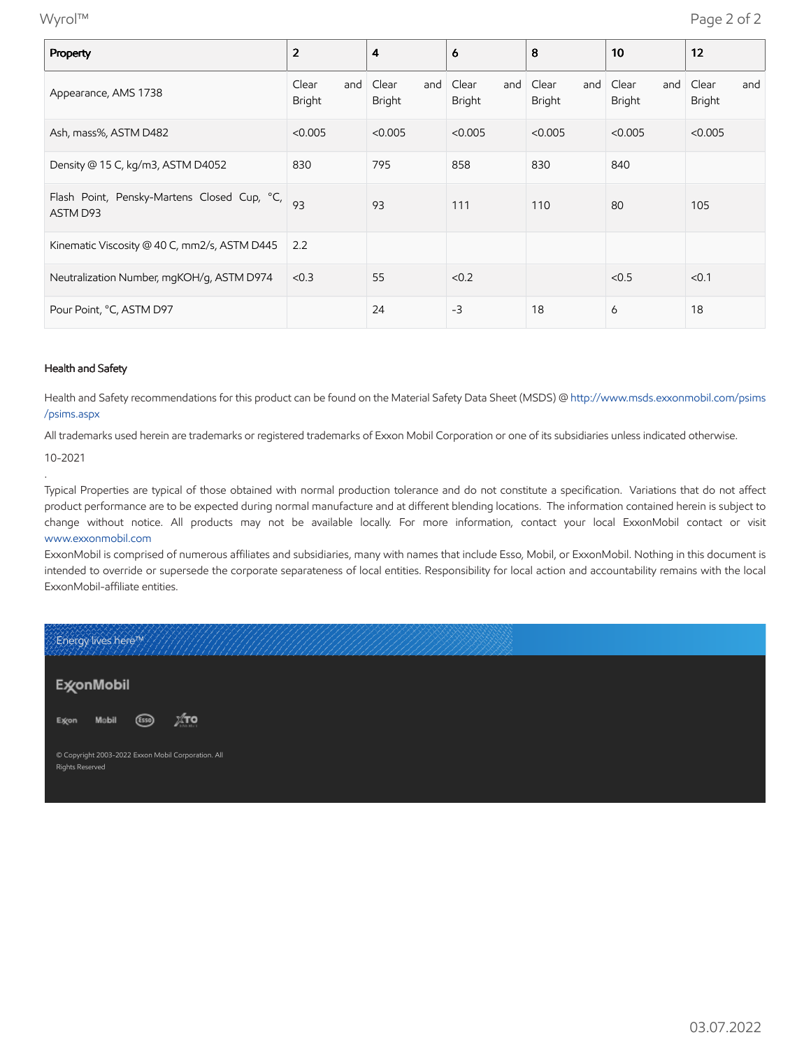| Property | 2 | 4 | 6 | 8 | 10 | 12 |
|---|---|---|---|---|---|---|
| Appearance, AMS 1738 | Clear and Bright | Clear and Bright | Clear and Bright | Clear and Bright | Clear and Bright | Clear and Bright |
| Ash, mass%, ASTM D482 | <0.005 | <0.005 | <0.005 | <0.005 | <0.005 | <0.005 |
| Density @ 15 C, kg/m3, ASTM D4052 | 830 | 795 | 858 | 830 | 840 | |
| Flash Point, Pensky-Martens Closed Cup, °C, ASTM D93 | 93 | 93 | 111 | 110 | 80 | 105 |
| Kinematic Viscosity @ 40 C, mm2/s, ASTM D445 | 2.2 | | | | | |
| Neutralization Number, mgKOH/g, ASTM D974 | <0.3 | 55 | <0.2 | | <0.5 | <0.1 |
| Pour Point, °C, ASTM D97 | | 24 | -3 | 18 | 6 | 18 |

### Health and Safety

Health and Safety recommendations for this product can be found on the Material Safety Data Sheet (MSDS) @ http://www.msds.exxonmobil.com/psims/psims.aspx

All trademarks used herein are trademarks or registered trademarks of Exxon Mobil Corporation or one of its subsidiaries unless indicated otherwise.

10-2021

.

Typical Properties are typical of those obtained with normal production tolerance and do not constitute a specification. Variations that do not affect product performance are to be expected during normal manufacture and at different blending locations. The information contained herein is subject to change without notice. All products may not be available locally. For more information, contact your local ExxonMobil contact or visit www.exxonmobil.com

ExxonMobil is comprised of numerous affiliates and subsidiaries, many with names that include Esso, Mobil, or ExxonMobil. Nothing in this document is intended to override or supersede the corporate separateness of local entities. Responsibility for local action and accountability remains with the local ExxonMobil-affiliate entities.

Energy lives here™

ExxonMobil

© Copyright 2003-2022 Exxon Mobil Corporation. All Rights Reserved